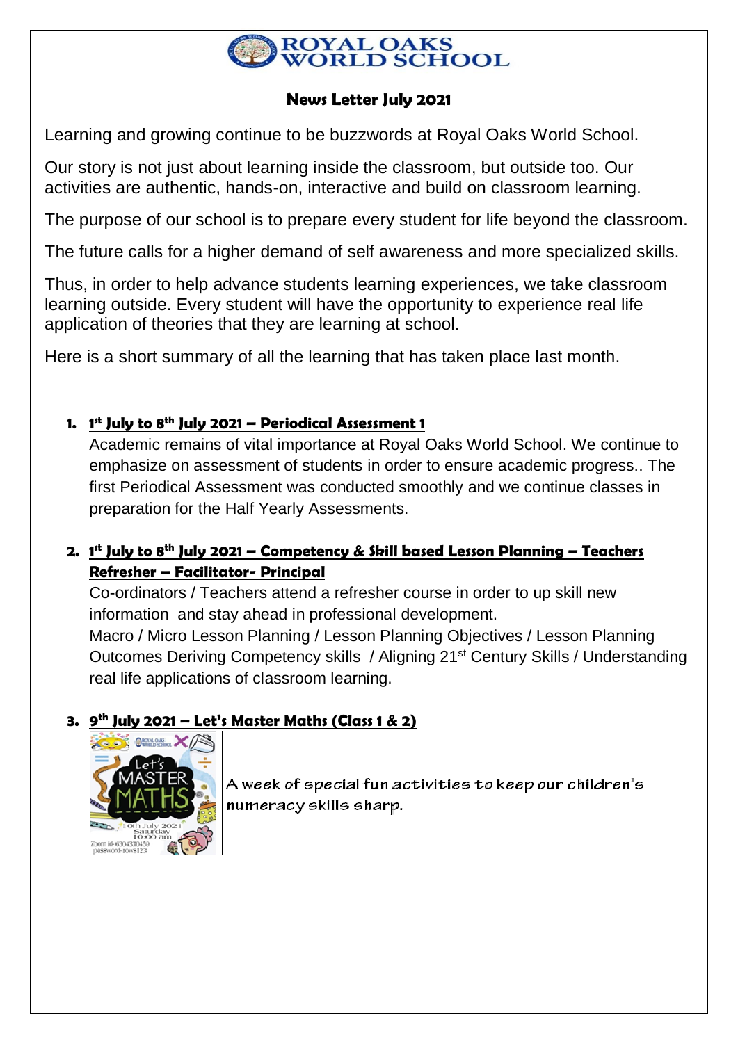# ROYAL OAKS WORLD SCHOOL

## News Letter July 2021

Learning and growing continue to be buzzwords at Royal Oaks World School.

Our story is not just about learning inside the classroom, but outside too. Our activities are authentic, hands-on, interactive and build on classroom learning.

The purpose of our school is to prepare every student for life beyond the classroom.

The future calls for a higher demand of self awareness and more specialized skills.

Thus, in order to help advance students learning experiences, we take classroom learning outside. Every student will have the opportunity to experience real life application of theories that they are learning at school.

Here is a short summary of all the learning that has taken place last month.

1. **1st July to 8th July 2021 – Periodical Assessment 1**

   Academic remains of vital importance at Royal Oaks World School. We continue to emphasize on assessment of students in order to ensure academic progress.. The first Periodical Assessment was conducted smoothly and we continue classes in preparation for the Half Yearly Assessments.

2. **1st July to 8th July 2021 – Competency & Skill based Lesson Planning – Teachers Refresher – Facilitator- Principal**

   Co-ordinators / Teachers attend a refresher course in order to up skill new information and stay ahead in professional development.

   Macro / Micro Lesson Planning / Lesson Planning Objectives / Lesson Planning Outcomes Deriving Competency skills / Aligning 21st Century Skills / Understanding real life applications of classroom learning.

3. **9th July 2021 – Let's Master Maths (Class 1 & 2)**

   A week of special fun activities to keep our children's numeracy skills sharp.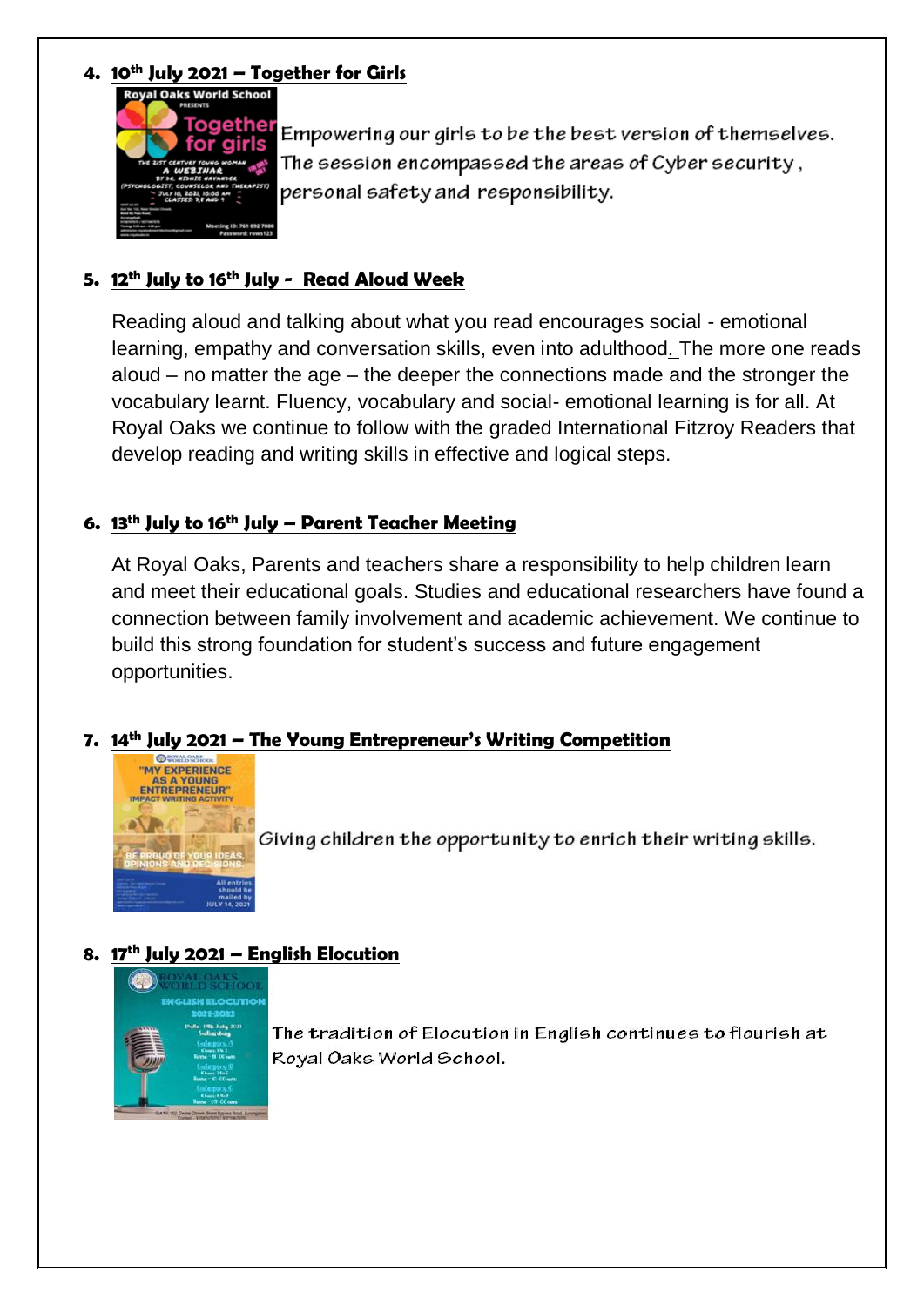4. **10th July 2021 – Together for Girls**

Empowering our girls to be the best version of themselves. The session encompassed the areas of Cyber security, personal safety and responsibility.

5. **12th July to 16th July - Read Aloud Week**

Reading aloud and talking about what you read encourages social - emotional learning, empathy and conversation skills, even into adulthood. The more one reads aloud – no matter the age – the deeper the connections made and the stronger the vocabulary learnt. Fluency, vocabulary and social- emotional learning is for all. At Royal Oaks we continue to follow with the graded International Fitzroy Readers that develop reading and writing skills in effective and logical steps.

6. **13th July to 16th July – Parent Teacher Meeting**

At Royal Oaks, Parents and teachers share a responsibility to help children learn and meet their educational goals. Studies and educational researchers have found a connection between family involvement and academic achievement. We continue to build this strong foundation for student's success and future engagement opportunities.

7. **14th July 2021 – The Young Entrepreneur's Writing Competition**

Giving children the opportunity to enrich their writing skills.

8. **17th July 2021 – English Elocution**

The tradition of Elocution in English continues to flourish at Royal Oaks World School.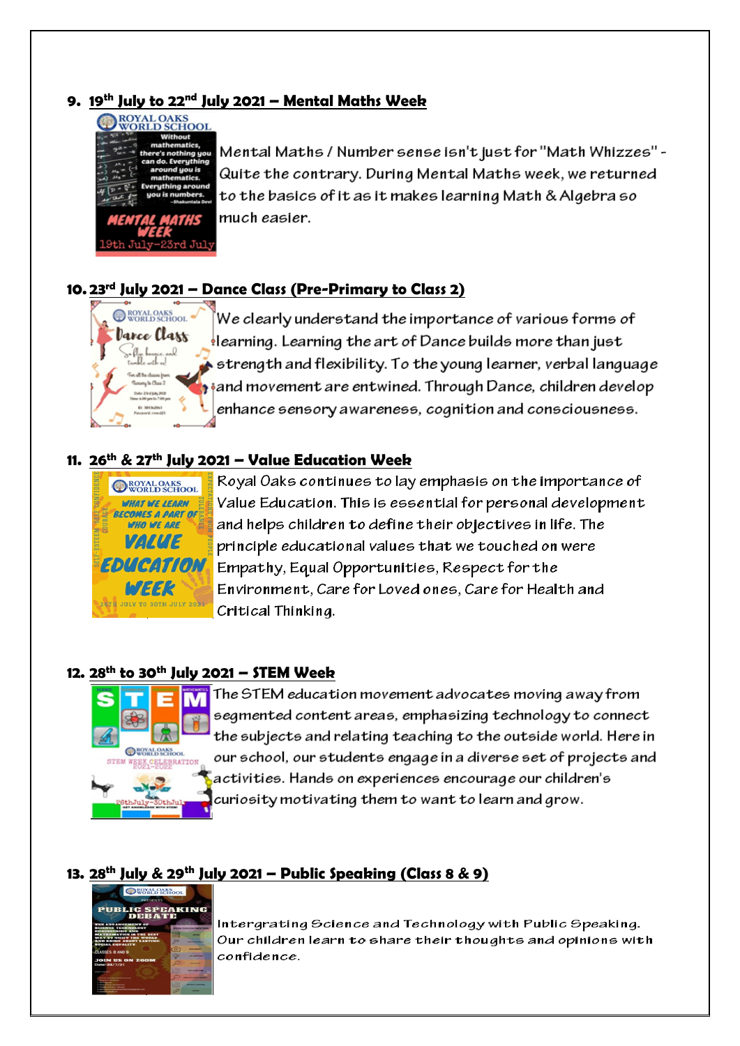## 9. 19th July to 22nd July 2021 – Mental Maths Week

Mental Maths / Number sense isn't just for "Math Whizzes" - Quite the contrary. During Mental Maths week, we returned to the basics of it as it makes learning Math & Algebra so much easier.

## 10. 23rd July 2021 – Dance Class (Pre-Primary to Class 2)

We clearly understand the importance of various forms of learning. Learning the art of Dance builds more than just strength and flexibility. To the young learner, verbal language and movement are entwined. Through Dance, children develop enhance sensory awareness, cognition and consciousness.

## 11. 26th & 27th July 2021 – Value Education Week

Royal Oaks continues to lay emphasis on the importance of Value Education. This is essential for personal development and helps children to define their objectives in life. The principle educational values that we touched on were Empathy, Equal Opportunities, Respect for the Environment, Care for Loved ones, Care for Health and Critical Thinking.

## 12. 28th to 30th July 2021 – STEM Week

The STEM education movement advocates moving away from segmented content areas, emphasizing technology to connect the subjects and relating teaching to the outside world. Here in our school, our students engage in a diverse set of projects and activities. Hands on experiences encourage our children's curiosity motivating them to want to learn and grow.

## 13. 28th July & 29th July 2021 – Public Speaking (Class 8 & 9)

Intergrating Science and Technology with Public Speaking. Our children learn to share their thoughts and opinions with confidence.